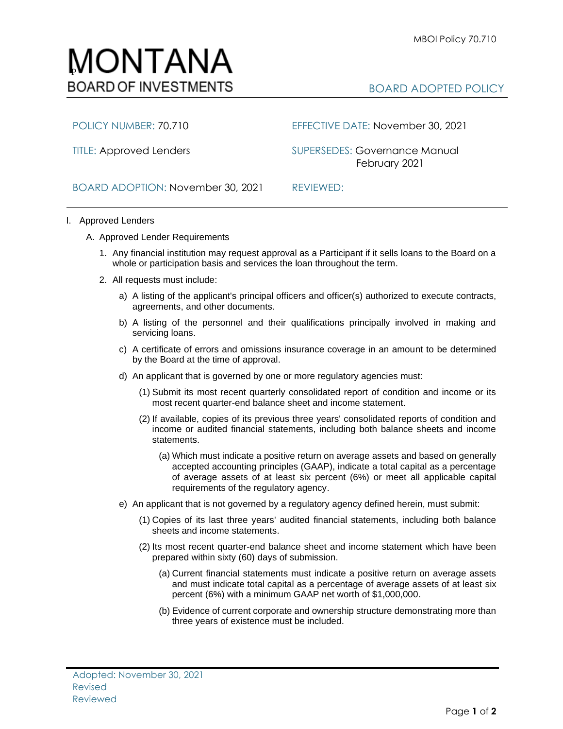# MONTANA
## BOARD OF INVESTMENTS

BOARD ADOPTED POLICY

| | |
|---|---|
| POLICY NUMBER: 70.710 | EFFECTIVE DATE: November 30, 2021 |
| TITLE: Approved Lenders | SUPERSEDES: Governance Manual February 2021 |
| BOARD ADOPTION: November 30, 2021 | REVIEWED: |

I. Approved Lenders

A. Approved Lender Requirements

1. Any financial institution may request approval as a Participant if it sells loans to the Board on a whole or participation basis and services the loan throughout the term.

2. All requests must include:

   a) A listing of the applicant's principal officers and officer(s) authorized to execute contracts, agreements, and other documents.

   b) A listing of the personnel and their qualifications principally involved in making and servicing loans.

   c) A certificate of errors and omissions insurance coverage in an amount to be determined by the Board at the time of approval.

   d) An applicant that is governed by one or more regulatory agencies must:

      (1) Submit its most recent quarterly consolidated report of condition and income or its most recent quarter-end balance sheet and income statement.

      (2) If available, copies of its previous three years' consolidated reports of condition and income or audited financial statements, including both balance sheets and income statements.

         (a) Which must indicate a positive return on average assets and based on generally accepted accounting principles (GAAP), indicate a total capital as a percentage of average assets of at least six percent (6%) or meet all applicable capital requirements of the regulatory agency.

   e) An applicant that is not governed by a regulatory agency defined herein, must submit:

      (1) Copies of its last three years' audited financial statements, including both balance sheets and income statements.

      (2) Its most recent quarter-end balance sheet and income statement which have been prepared within sixty (60) days of submission.

         (a) Current financial statements must indicate a positive return on average assets and must indicate total capital as a percentage of average assets of at least six percent (6%) with a minimum GAAP net worth of $1,000,000.

         (b) Evidence of current corporate and ownership structure demonstrating more than three years of existence must be included.

Adopted: November 30, 2021
Revised
Reviewed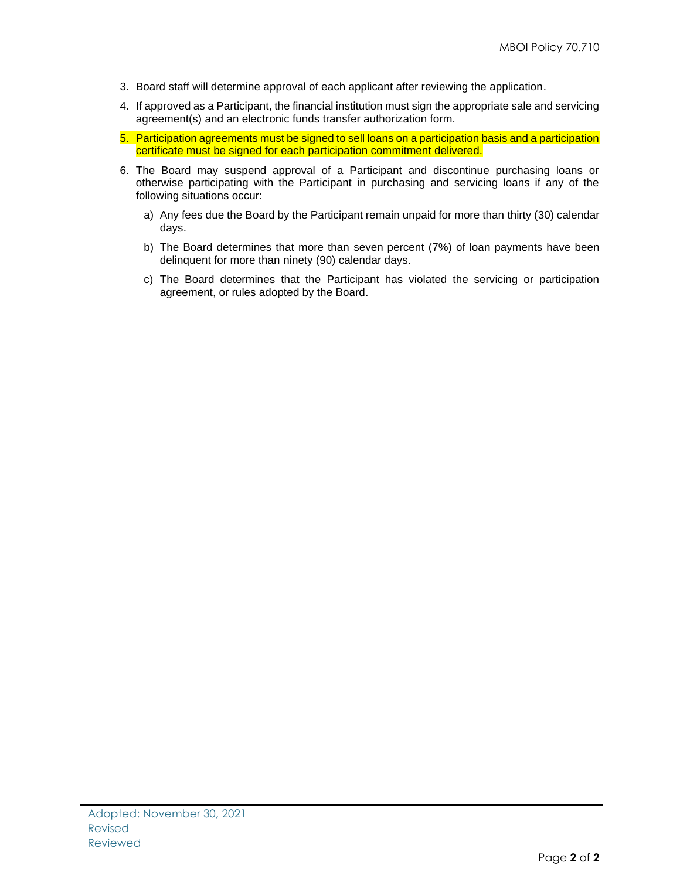3. Board staff will determine approval of each applicant after reviewing the application.
4. If approved as a Participant, the financial institution must sign the appropriate sale and servicing agreement(s) and an electronic funds transfer authorization form.
5. Participation agreements must be signed to sell loans on a participation basis and a participation certificate must be signed for each participation commitment delivered.
6. The Board may suspend approval of a Participant and discontinue purchasing loans or otherwise participating with the Participant in purchasing and servicing loans if any of the following situations occur:
   a) Any fees due the Board by the Participant remain unpaid for more than thirty (30) calendar days.
   b) The Board determines that more than seven percent (7%) of loan payments have been delinquent for more than ninety (90) calendar days.
   c) The Board determines that the Participant has violated the servicing or participation agreement, or rules adopted by the Board.

Adopted: November 30, 2021
Revised
Reviewed